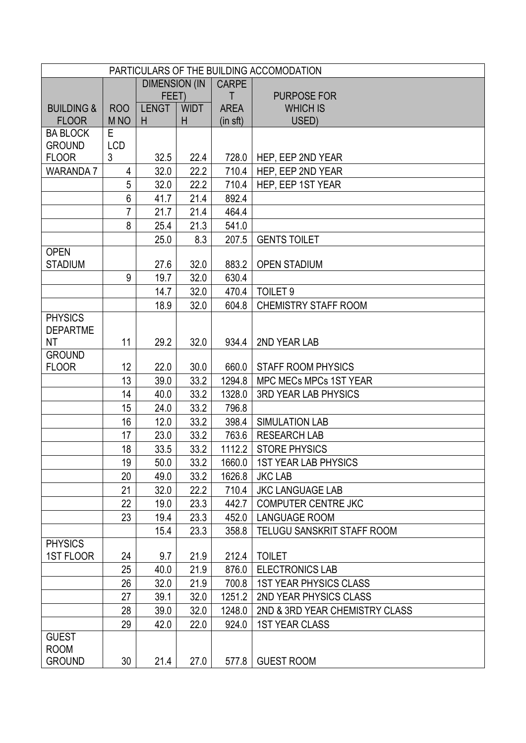| PARTICULARS OF THE BUILDING ACCOMODATION | | | | | |
|---|---|---|---|---|---|
| BUILDING & FLOOR | ROOM NO | DIMENSION (IN FEET) LENGTH | WIDTH | CARPET AREA (in sft) | PURPOSE FOR WHICH IS USED) |
| BA BLOCK GROUND FLOOR | E LCD 3 | 32.5 | 22.4 | 728.0 | HEP, EEP 2ND YEAR |
| WARANDA 7 | 4 | 32.0 | 22.2 | 710.4 | HEP, EEP 2ND YEAR |
| | 5 | 32.0 | 22.2 | 710.4 | HEP, EEP 1ST YEAR |
| | 6 | 41.7 | 21.4 | 892.4 | |
| | 7 | 21.7 | 21.4 | 464.4 | |
| | 8 | 25.4 | 21.3 | 541.0 | |
| | | 25.0 | 8.3 | 207.5 | GENTS TOILET |
| OPEN STADIUM | | 27.6 | 32.0 | 883.2 | OPEN STADIUM |
| | 9 | 19.7 | 32.0 | 630.4 | |
| | | 14.7 | 32.0 | 470.4 | TOILET 9 |
| | | 18.9 | 32.0 | 604.8 | CHEMISTRY STAFF ROOM |
| PHYSICS DEPARTMENT | 11 | 29.2 | 32.0 | 934.4 | 2ND YEAR LAB |
| GROUND FLOOR | 12 | 22.0 | 30.0 | 660.0 | STAFF ROOM PHYSICS |
| | 13 | 39.0 | 33.2 | 1294.8 | MPC MECs MPCs 1ST YEAR |
| | 14 | 40.0 | 33.2 | 1328.0 | 3RD YEAR LAB PHYSICS |
| | 15 | 24.0 | 33.2 | 796.8 | |
| | 16 | 12.0 | 33.2 | 398.4 | SIMULATION LAB |
| | 17 | 23.0 | 33.2 | 763.6 | RESEARCH LAB |
| | 18 | 33.5 | 33.2 | 1112.2 | STORE PHYSICS |
| | 19 | 50.0 | 33.2 | 1660.0 | 1ST YEAR LAB PHYSICS |
| | 20 | 49.0 | 33.2 | 1626.8 | JKC LAB |
| | 21 | 32.0 | 22.2 | 710.4 | JKC LANGUAGE LAB |
| | 22 | 19.0 | 23.3 | 442.7 | COMPUTER CENTRE JKC |
| | 23 | 19.4 | 23.3 | 452.0 | LANGUAGE ROOM |
| | | 15.4 | 23.3 | 358.8 | TELUGU SANSKRIT STAFF ROOM |
| PHYSICS 1ST FLOOR | 24 | 9.7 | 21.9 | 212.4 | TOILET |
| | 25 | 40.0 | 21.9 | 876.0 | ELECTRONICS LAB |
| | 26 | 32.0 | 21.9 | 700.8 | 1ST YEAR PHYSICS CLASS |
| | 27 | 39.1 | 32.0 | 1251.2 | 2ND YEAR PHYSICS CLASS |
| | 28 | 39.0 | 32.0 | 1248.0 | 2ND & 3RD YEAR CHEMISTRY CLASS |
| | 29 | 42.0 | 22.0 | 924.0 | 1ST YEAR CLASS |
| GUEST ROOM GROUND | 30 | 21.4 | 27.0 | 577.8 | GUEST ROOM |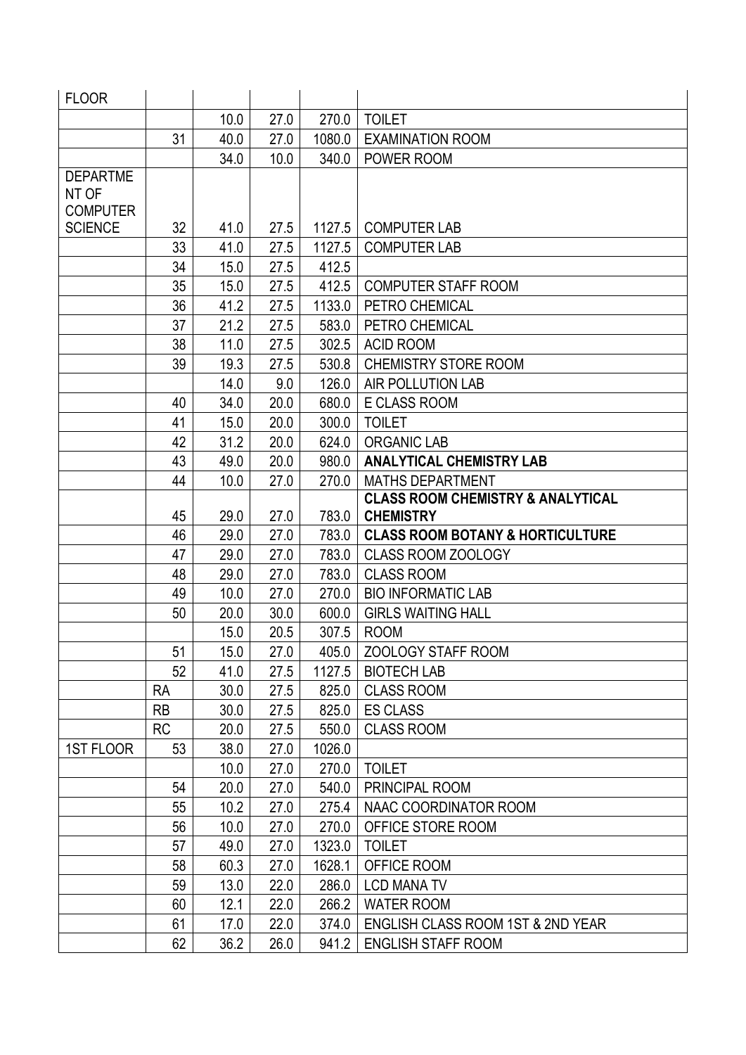| FLOOR | | | | | |
|---|---|---|---|---|---|
| | | 10.0 | 27.0 | 270.0 | TOILET |
| | 31 | 40.0 | 27.0 | 1080.0 | EXAMINATION ROOM |
| | | 34.0 | 10.0 | 340.0 | POWER ROOM |
| DEPARTMENT OF COMPUTER SCIENCE | 32 | 41.0 | 27.5 | 1127.5 | COMPUTER LAB |
| | 33 | 41.0 | 27.5 | 1127.5 | COMPUTER LAB |
| | 34 | 15.0 | 27.5 | 412.5 | |
| | 35 | 15.0 | 27.5 | 412.5 | COMPUTER STAFF ROOM |
| | 36 | 41.2 | 27.5 | 1133.0 | PETRO CHEMICAL |
| | 37 | 21.2 | 27.5 | 583.0 | PETRO CHEMICAL |
| | 38 | 11.0 | 27.5 | 302.5 | ACID ROOM |
| | 39 | 19.3 | 27.5 | 530.8 | CHEMISTRY STORE ROOM |
| | | 14.0 | 9.0 | 126.0 | AIR POLLUTION LAB |
| | 40 | 34.0 | 20.0 | 680.0 | E CLASS ROOM |
| | 41 | 15.0 | 20.0 | 300.0 | TOILET |
| | 42 | 31.2 | 20.0 | 624.0 | ORGANIC LAB |
| | 43 | 49.0 | 20.0 | 980.0 | **ANALYTICAL CHEMISTRY LAB** |
| | 44 | 10.0 | 27.0 | 270.0 | MATHS DEPARTMENT |
| | 45 | 29.0 | 27.0 | 783.0 | **CLASS ROOM CHEMISTRY & ANALYTICAL CHEMISTRY** |
| | 46 | 29.0 | 27.0 | 783.0 | **CLASS ROOM BOTANY & HORTICULTURE** |
| | 47 | 29.0 | 27.0 | 783.0 | CLASS ROOM ZOOLOGY |
| | 48 | 29.0 | 27.0 | 783.0 | CLASS ROOM |
| | 49 | 10.0 | 27.0 | 270.0 | BIO INFORMATIC LAB |
| | 50 | 20.0 | 30.0 | 600.0 | GIRLS WAITING HALL |
| | | 15.0 | 20.5 | 307.5 | ROOM |
| | 51 | 15.0 | 27.0 | 405.0 | ZOOLOGY STAFF ROOM |
| | 52 | 41.0 | 27.5 | 1127.5 | BIOTECH LAB |
| | RA | 30.0 | 27.5 | 825.0 | CLASS ROOM |
| | RB | 30.0 | 27.5 | 825.0 | ES CLASS |
| | RC | 20.0 | 27.5 | 550.0 | CLASS ROOM |
| 1ST FLOOR | 53 | 38.0 | 27.0 | 1026.0 | |
| | | 10.0 | 27.0 | 270.0 | TOILET |
| | 54 | 20.0 | 27.0 | 540.0 | PRINCIPAL ROOM |
| | 55 | 10.2 | 27.0 | 275.4 | NAAC COORDINATOR ROOM |
| | 56 | 10.0 | 27.0 | 270.0 | OFFICE STORE ROOM |
| | 57 | 49.0 | 27.0 | 1323.0 | TOILET |
| | 58 | 60.3 | 27.0 | 1628.1 | OFFICE ROOM |
| | 59 | 13.0 | 22.0 | 286.0 | LCD MANA TV |
| | 60 | 12.1 | 22.0 | 266.2 | WATER ROOM |
| | 61 | 17.0 | 22.0 | 374.0 | ENGLISH CLASS ROOM 1ST & 2ND YEAR |
| | 62 | 36.2 | 26.0 | 941.2 | ENGLISH STAFF ROOM |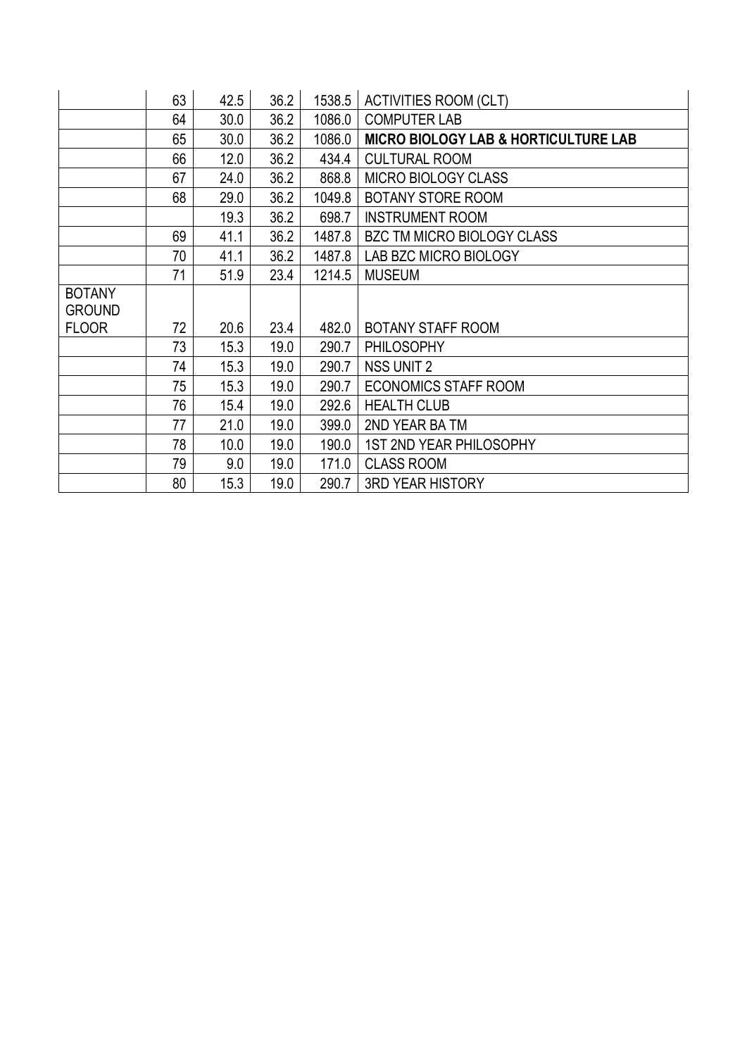| | | | | | |
|---|---|---|---|---|---|
| | 63 | 42.5 | 36.2 | 1538.5 | ACTIVITIES ROOM (CLT) |
| | 64 | 30.0 | 36.2 | 1086.0 | COMPUTER LAB |
| | 65 | 30.0 | 36.2 | 1086.0 | **MICRO BIOLOGY LAB & HORTICULTURE LAB** |
| | 66 | 12.0 | 36.2 | 434.4 | CULTURAL ROOM |
| | 67 | 24.0 | 36.2 | 868.8 | MICRO BIOLOGY CLASS |
| | 68 | 29.0 | 36.2 | 1049.8 | BOTANY STORE ROOM |
| | | 19.3 | 36.2 | 698.7 | INSTRUMENT ROOM |
| | 69 | 41.1 | 36.2 | 1487.8 | BZC TM MICRO BIOLOGY CLASS |
| | 70 | 41.1 | 36.2 | 1487.8 | LAB BZC MICRO BIOLOGY |
| | 71 | 51.9 | 23.4 | 1214.5 | MUSEUM |
| BOTANY GROUND FLOOR | 72 | 20.6 | 23.4 | 482.0 | BOTANY STAFF ROOM |
| | 73 | 15.3 | 19.0 | 290.7 | PHILOSOPHY |
| | 74 | 15.3 | 19.0 | 290.7 | NSS UNIT 2 |
| | 75 | 15.3 | 19.0 | 290.7 | ECONOMICS STAFF ROOM |
| | 76 | 15.4 | 19.0 | 292.6 | HEALTH CLUB |
| | 77 | 21.0 | 19.0 | 399.0 | 2ND YEAR BA TM |
| | 78 | 10.0 | 19.0 | 190.0 | 1ST 2ND YEAR PHILOSOPHY |
| | 79 | 9.0 | 19.0 | 171.0 | CLASS ROOM |
| | 80 | 15.3 | 19.0 | 290.7 | 3RD YEAR HISTORY |